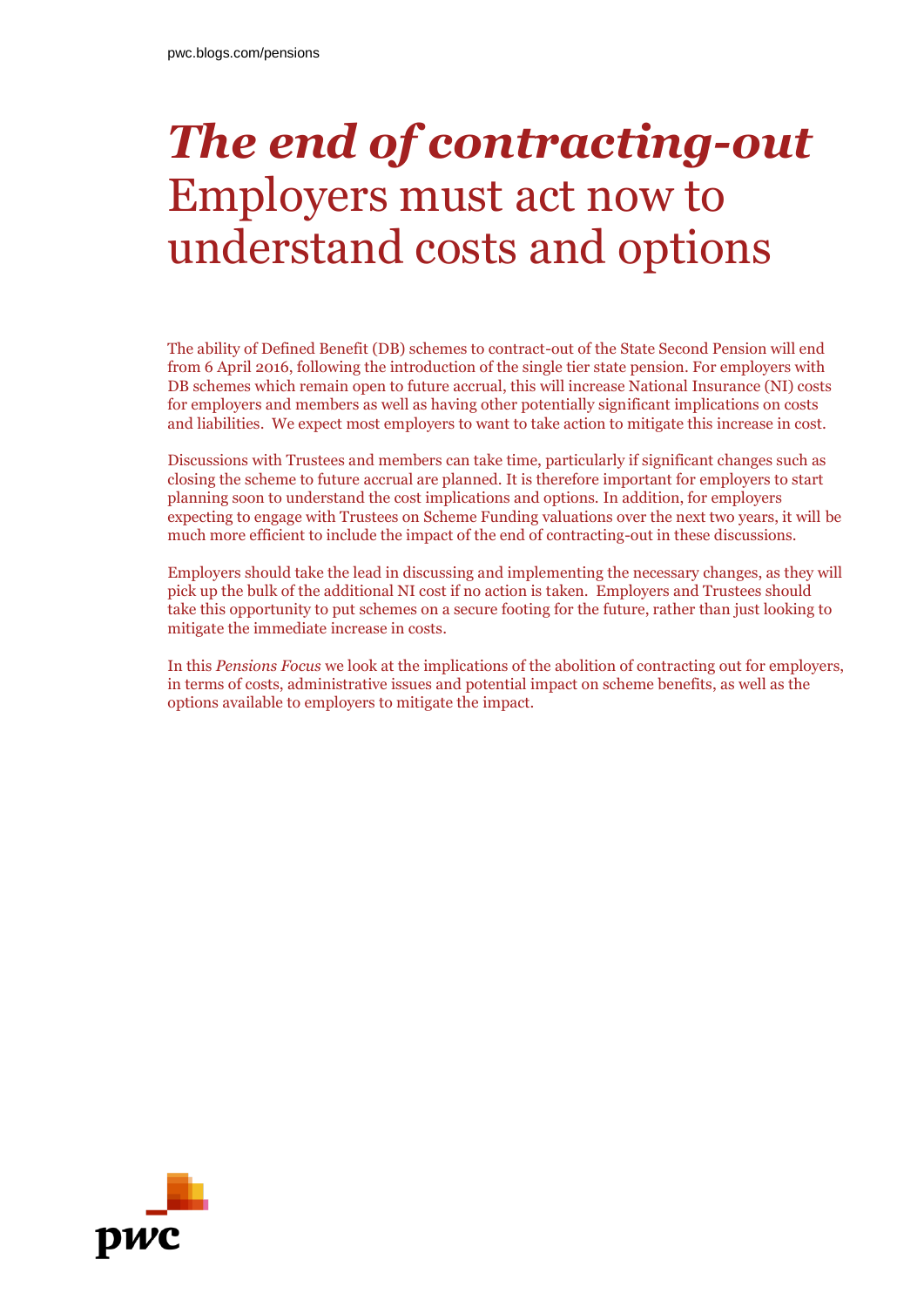pwc.blogs.com/pensions

# *The end of contracting-out*
# Employers must act now to understand costs and options

The ability of Defined Benefit (DB) schemes to contract-out of the State Second Pension will end from 6 April 2016, following the introduction of the single tier state pension. For employers with DB schemes which remain open to future accrual, this will increase National Insurance (NI) costs for employers and members as well as having other potentially significant implications on costs and liabilities. We expect most employers to want to take action to mitigate this increase in cost.

Discussions with Trustees and members can take time, particularly if significant changes such as closing the scheme to future accrual are planned. It is therefore important for employers to start planning soon to understand the cost implications and options. In addition, for employers expecting to engage with Trustees on Scheme Funding valuations over the next two years, it will be much more efficient to include the impact of the end of contracting-out in these discussions.

Employers should take the lead in discussing and implementing the necessary changes, as they will pick up the bulk of the additional NI cost if no action is taken. Employers and Trustees should take this opportunity to put schemes on a secure footing for the future, rather than just looking to mitigate the immediate increase in costs.

In this *Pensions Focus* we look at the implications of the abolition of contracting out for employers, in terms of costs, administrative issues and potential impact on scheme benefits, as well as the options available to employers to mitigate the impact.

pwc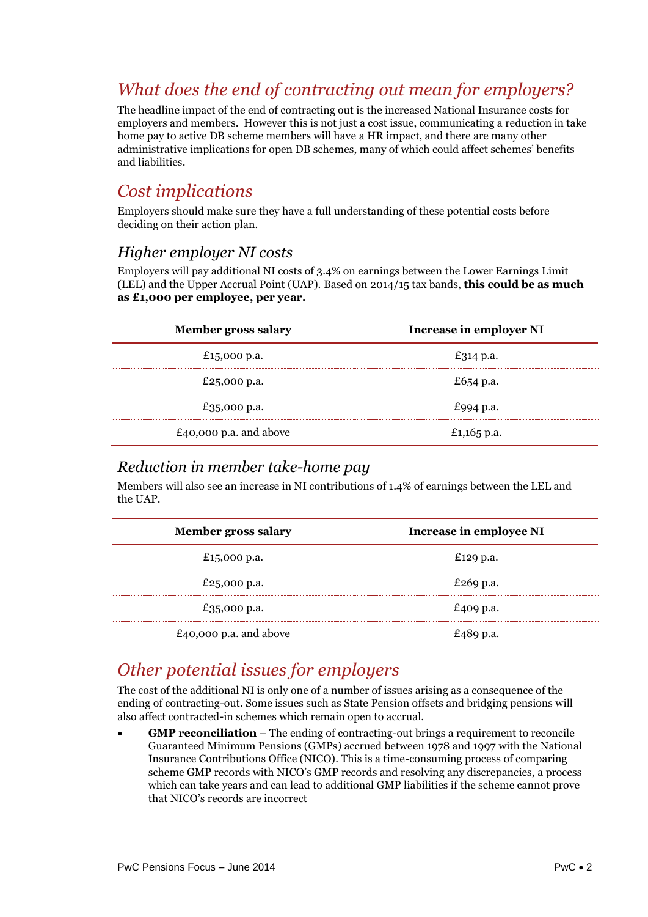## *What does the end of contracting out mean for employers?*

The headline impact of the end of contracting out is the increased National Insurance costs for employers and members. However this is not just a cost issue, communicating a reduction in take home pay to active DB scheme members will have a HR impact, and there are many other administrative implications for open DB schemes, many of which could affect schemes' benefits and liabilities.

## *Cost implications*

Employers should make sure they have a full understanding of these potential costs before deciding on their action plan.

### *Higher employer NI costs*

Employers will pay additional NI costs of 3.4% on earnings between the Lower Earnings Limit (LEL) and the Upper Accrual Point (UAP). Based on 2014/15 tax bands, **this could be as much as £1,000 per employee, per year.**

| Member gross salary | Increase in employer NI |
|---|---|
| £15,000 p.a. | £314 p.a. |
| £25,000 p.a. | £654 p.a. |
| £35,000 p.a. | £994 p.a. |
| £40,000 p.a. and above | £1,165 p.a. |

### *Reduction in member take-home pay*

Members will also see an increase in NI contributions of 1.4% of earnings between the LEL and the UAP.

| Member gross salary | Increase in employee NI |
|---|---|
| £15,000 p.a. | £129 p.a. |
| £25,000 p.a. | £269 p.a. |
| £35,000 p.a. | £409 p.a. |
| £40,000 p.a. and above | £489 p.a. |

## *Other potential issues for employers*

The cost of the additional NI is only one of a number of issues arising as a consequence of the ending of contracting-out. Some issues such as State Pension offsets and bridging pensions will also affect contracted-in schemes which remain open to accrual.

- **GMP reconciliation** – The ending of contracting-out brings a requirement to reconcile Guaranteed Minimum Pensions (GMPs) accrued between 1978 and 1997 with the National Insurance Contributions Office (NICO). This is a time-consuming process of comparing scheme GMP records with NICO's GMP records and resolving any discrepancies, a process which can take years and can lead to additional GMP liabilities if the scheme cannot prove that NICO's records are incorrect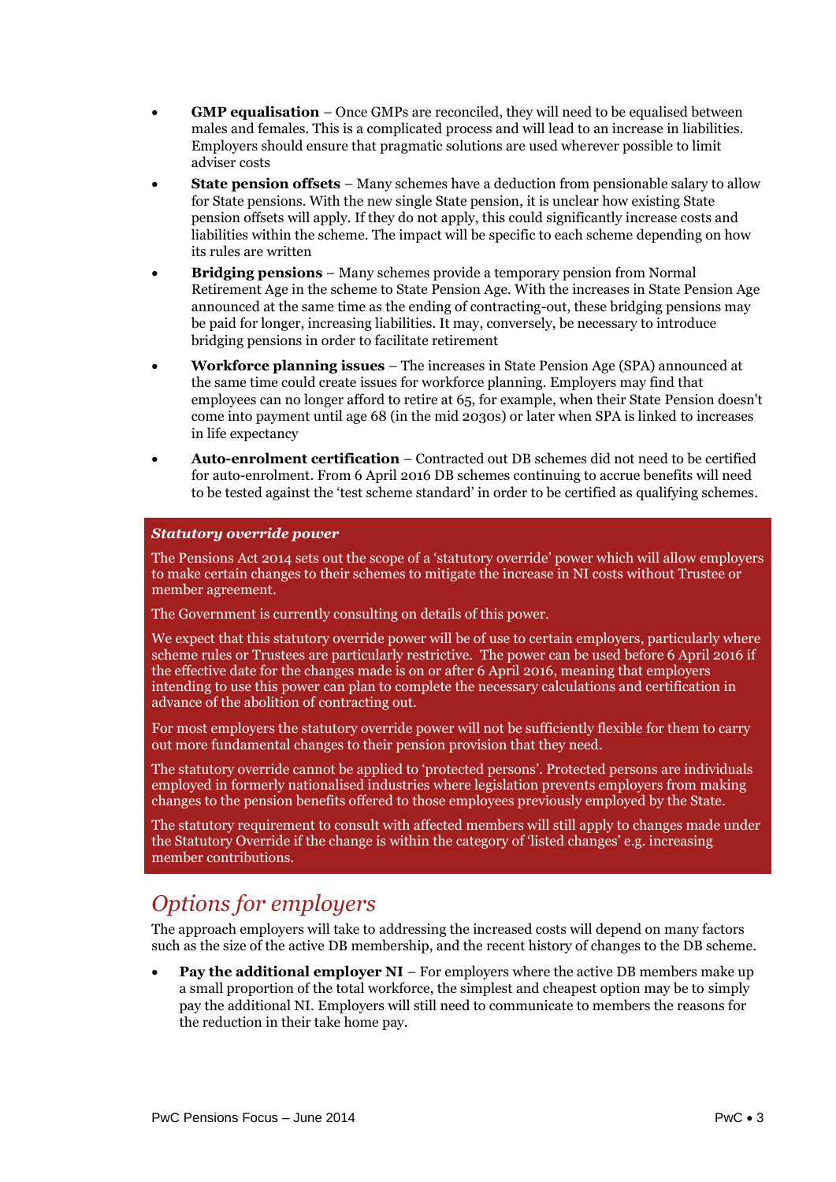- **GMP equalisation** – Once GMPs are reconciled, they will need to be equalised between males and females. This is a complicated process and will lead to an increase in liabilities. Employers should ensure that pragmatic solutions are used wherever possible to limit adviser costs
- **State pension offsets** – Many schemes have a deduction from pensionable salary to allow for State pensions. With the new single State pension, it is unclear how existing State pension offsets will apply. If they do not apply, this could significantly increase costs and liabilities within the scheme. The impact will be specific to each scheme depending on how its rules are written
- **Bridging pensions** – Many schemes provide a temporary pension from Normal Retirement Age in the scheme to State Pension Age. With the increases in State Pension Age announced at the same time as the ending of contracting-out, these bridging pensions may be paid for longer, increasing liabilities. It may, conversely, be necessary to introduce bridging pensions in order to facilitate retirement
- **Workforce planning issues** – The increases in State Pension Age (SPA) announced at the same time could create issues for workforce planning. Employers may find that employees can no longer afford to retire at 65, for example, when their State Pension doesn't come into payment until age 68 (in the mid 2030s) or later when SPA is linked to increases in life expectancy
- **Auto-enrolment certification** – Contracted out DB schemes did not need to be certified for auto-enrolment. From 6 April 2016 DB schemes continuing to accrue benefits will need to be tested against the 'test scheme standard' in order to be certified as qualifying schemes.

***Statutory override power***

The Pensions Act 2014 sets out the scope of a 'statutory override' power which will allow employers to make certain changes to their schemes to mitigate the increase in NI costs without Trustee or member agreement.

The Government is currently consulting on details of this power.

We expect that this statutory override power will be of use to certain employers, particularly where scheme rules or Trustees are particularly restrictive. The power can be used before 6 April 2016 if the effective date for the changes made is on or after 6 April 2016, meaning that employers intending to use this power can plan to complete the necessary calculations and certification in advance of the abolition of contracting out.

For most employers the statutory override power will not be sufficiently flexible for them to carry out more fundamental changes to their pension provision that they need.

The statutory override cannot be applied to 'protected persons'. Protected persons are individuals employed in formerly nationalised industries where legislation prevents employers from making changes to the pension benefits offered to those employees previously employed by the State.

The statutory requirement to consult with affected members will still apply to changes made under the Statutory Override if the change is within the category of 'listed changes' e.g. increasing member contributions.

## *Options for employers*

The approach employers will take to addressing the increased costs will depend on many factors such as the size of the active DB membership, and the recent history of changes to the DB scheme.

- **Pay the additional employer NI** – For employers where the active DB members make up a small proportion of the total workforce, the simplest and cheapest option may be to simply pay the additional NI. Employers will still need to communicate to members the reasons for the reduction in their take home pay.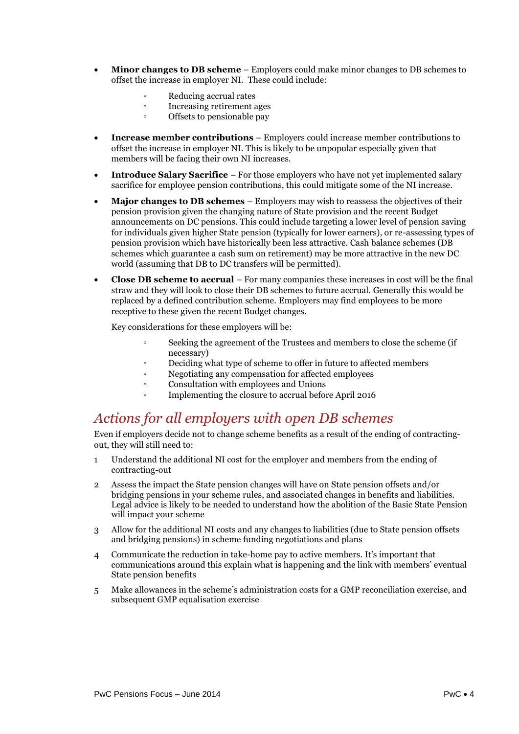- **Minor changes to DB scheme** – Employers could make minor changes to DB schemes to offset the increase in employer NI. These could include:
  - Reducing accrual rates
  - Increasing retirement ages
  - Offsets to pensionable pay
- **Increase member contributions** – Employers could increase member contributions to offset the increase in employer NI. This is likely to be unpopular especially given that members will be facing their own NI increases.
- **Introduce Salary Sacrifice** – For those employers who have not yet implemented salary sacrifice for employee pension contributions, this could mitigate some of the NI increase.
- **Major changes to DB schemes** – Employers may wish to reassess the objectives of their pension provision given the changing nature of State provision and the recent Budget announcements on DC pensions. This could include targeting a lower level of pension saving for individuals given higher State pension (typically for lower earners), or re-assessing types of pension provision which have historically been less attractive. Cash balance schemes (DB schemes which guarantee a cash sum on retirement) may be more attractive in the new DC world (assuming that DB to DC transfers will be permitted).
- **Close DB scheme to accrual** – For many companies these increases in cost will be the final straw and they will look to close their DB schemes to future accrual. Generally this would be replaced by a defined contribution scheme. Employers may find employees to be more receptive to these given the recent Budget changes.

  Key considerations for these employers will be:
  - Seeking the agreement of the Trustees and members to close the scheme (if necessary)
  - Deciding what type of scheme to offer in future to affected members
  - Negotiating any compensation for affected employees
  - Consultation with employees and Unions
  - Implementing the closure to accrual before April 2016

## *Actions for all employers with open DB schemes*

Even if employers decide not to change scheme benefits as a result of the ending of contracting-out, they will still need to:

1. Understand the additional NI cost for the employer and members from the ending of contracting-out
2. Assess the impact the State pension changes will have on State pension offsets and/or bridging pensions in your scheme rules, and associated changes in benefits and liabilities. Legal advice is likely to be needed to understand how the abolition of the Basic State Pension will impact your scheme
3. Allow for the additional NI costs and any changes to liabilities (due to State pension offsets and bridging pensions) in scheme funding negotiations and plans
4. Communicate the reduction in take-home pay to active members. It's important that communications around this explain what is happening and the link with members' eventual State pension benefits
5. Make allowances in the scheme's administration costs for a GMP reconciliation exercise, and subsequent GMP equalisation exercise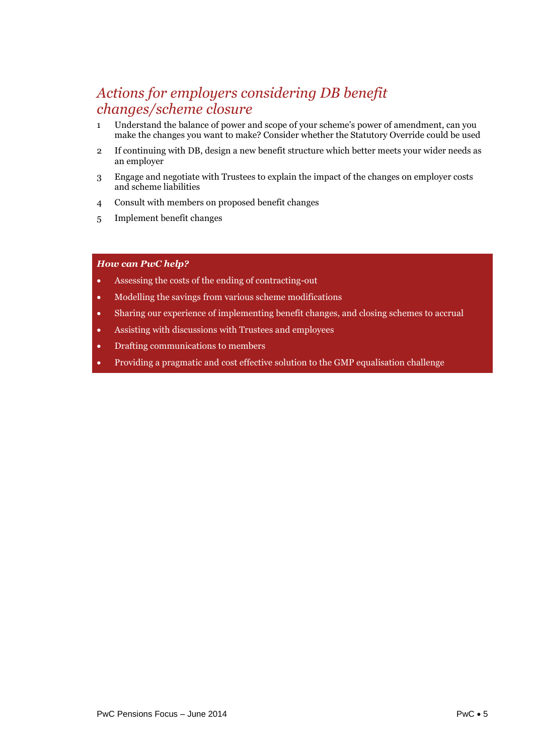## *Actions for employers considering DB benefit changes/scheme closure*

1. Understand the balance of power and scope of your scheme's power of amendment, can you make the changes you want to make? Consider whether the Statutory Override could be used
2. If continuing with DB, design a new benefit structure which better meets your wider needs as an employer
3. Engage and negotiate with Trustees to explain the impact of the changes on employer costs and scheme liabilities
4. Consult with members on proposed benefit changes
5. Implement benefit changes

***How can PwC help?***

- Assessing the costs of the ending of contracting-out
- Modelling the savings from various scheme modifications
- Sharing our experience of implementing benefit changes, and closing schemes to accrual
- Assisting with discussions with Trustees and employees
- Drafting communications to members
- Providing a pragmatic and cost effective solution to the GMP equalisation challenge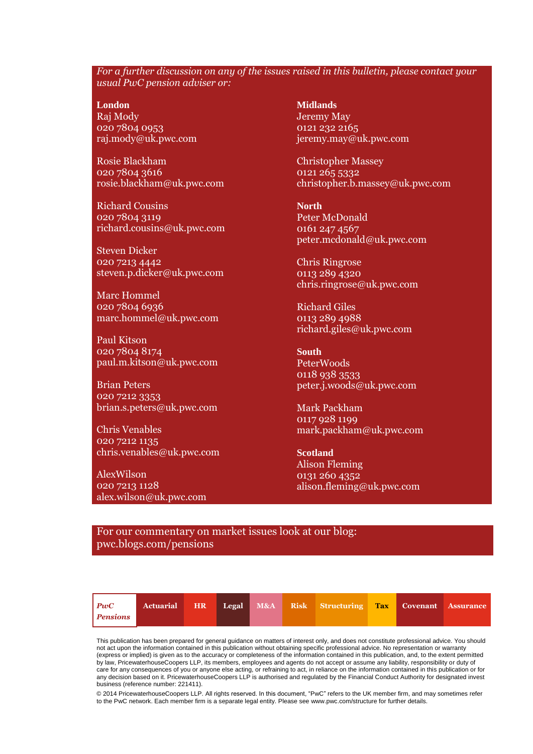*For a further discussion on any of the issues raised in this bulletin, please contact your usual PwC pension adviser or:*

**London**
Raj Mody
020 7804 0953
raj.mody@uk.pwc.com

Rosie Blackham
020 7804 3616
rosie.blackham@uk.pwc.com

Richard Cousins
020 7804 3119
richard.cousins@uk.pwc.com

Steven Dicker
020 7213 4442
steven.p.dicker@uk.pwc.com

Marc Hommel
020 7804 6936
marc.hommel@uk.pwc.com

Paul Kitson
020 7804 8174
paul.m.kitson@uk.pwc.com

Brian Peters
020 7212 3353
brian.s.peters@uk.pwc.com

Chris Venables
020 7212 1135
chris.venables@uk.pwc.com

AlexWilson
020 7213 1128
alex.wilson@uk.pwc.com

**Midlands**
Jeremy May
0121 232 2165
jeremy.may@uk.pwc.com

Christopher Massey
0121 265 5332
christopher.b.massey@uk.pwc.com

**North**
Peter McDonald
0161 247 4567
peter.mcdonald@uk.pwc.com

Chris Ringrose
0113 289 4320
chris.ringrose@uk.pwc.com

Richard Giles
0113 289 4988
richard.giles@uk.pwc.com

**South**
PeterWoods
0118 938 3533
peter.j.woods@uk.pwc.com

Mark Packham
0117 928 1199
mark.packham@uk.pwc.com

**Scotland**
Alison Fleming
0131 260 4352
alison.fleming@uk.pwc.com

For our commentary on market issues look at our blog:
pwc.blogs.com/pensions

| *PwC Pensions* | Actuarial | HR | Legal | M&A | Risk | Structuring | Tax | Covenant | Assurance |
|---|---|---|---|---|---|---|---|---|---|

This publication has been prepared for general guidance on matters of interest only, and does not constitute professional advice. You should not act upon the information contained in this publication without obtaining specific professional advice. No representation or warranty (express or implied) is given as to the accuracy or completeness of the information contained in this publication, and, to the extent permitted by law, PricewaterhouseCoopers LLP, its members, employees and agents do not accept or assume any liability, responsibility or duty of care for any consequences of you or anyone else acting, or refraining to act, in reliance on the information contained in this publication or for any decision based on it. PricewaterhouseCoopers LLP is authorised and regulated by the Financial Conduct Authority for designated invest business (reference number: 221411).

© 2014 PricewaterhouseCoopers LLP. All rights reserved. In this document, "PwC" refers to the UK member firm, and may sometimes refer to the PwC network. Each member firm is a separate legal entity. Please see www.pwc.com/structure for further details.